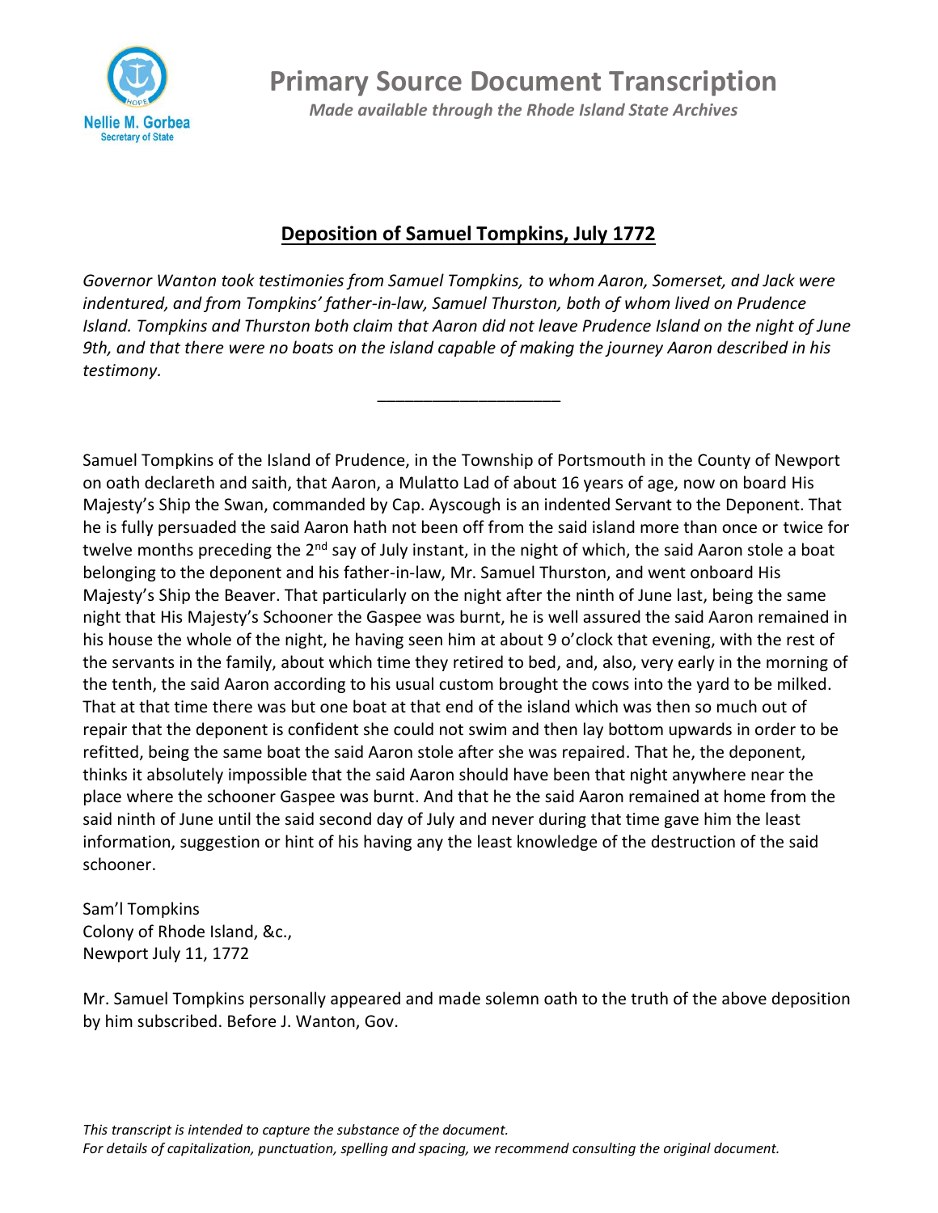# Primary Source Document Transcription

*Made available through the Rhode Island State Archives*

## Deposition of Samuel Tompkins, July 1772

*Governor Wanton took testimonies from Samuel Tompkins, to whom Aaron, Somerset, and Jack were indentured, and from Tompkins' father-in-law, Samuel Thurston, both of whom lived on Prudence Island. Tompkins and Thurston both claim that Aaron did not leave Prudence Island on the night of June 9th, and that there were no boats on the island capable of making the journey Aaron described in his testimony.*

---

Samuel Tompkins of the Island of Prudence, in the Township of Portsmouth in the County of Newport on oath declareth and saith, that Aaron, a Mulatto Lad of about 16 years of age, now on board His Majesty's Ship the Swan, commanded by Cap. Ayscough is an indented Servant to the Deponent. That he is fully persuaded the said Aaron hath not been off from the said island more than once or twice for twelve months preceding the 2nd say of July instant, in the night of which, the said Aaron stole a boat belonging to the deponent and his father-in-law, Mr. Samuel Thurston, and went onboard His Majesty's Ship the Beaver. That particularly on the night after the ninth of June last, being the same night that His Majesty's Schooner the Gaspee was burnt, he is well assured the said Aaron remained in his house the whole of the night, he having seen him at about 9 o'clock that evening, with the rest of the servants in the family, about which time they retired to bed, and, also, very early in the morning of the tenth, the said Aaron according to his usual custom brought the cows into the yard to be milked. That at that time there was but one boat at that end of the island which was then so much out of repair that the deponent is confident she could not swim and then lay bottom upwards in order to be refitted, being the same boat the said Aaron stole after she was repaired. That he, the deponent, thinks it absolutely impossible that the said Aaron should have been that night anywhere near the place where the schooner Gaspee was burnt. And that he the said Aaron remained at home from the said ninth of June until the said second day of July and never during that time gave him the least information, suggestion or hint of his having any the least knowledge of the destruction of the said schooner.

Sam'l Tompkins
Colony of Rhode Island, &c.,
Newport July 11, 1772

Mr. Samuel Tompkins personally appeared and made solemn oath to the truth of the above deposition by him subscribed. Before J. Wanton, Gov.

*This transcript is intended to capture the substance of the document.*
*For details of capitalization, punctuation, spelling and spacing, we recommend consulting the original document.*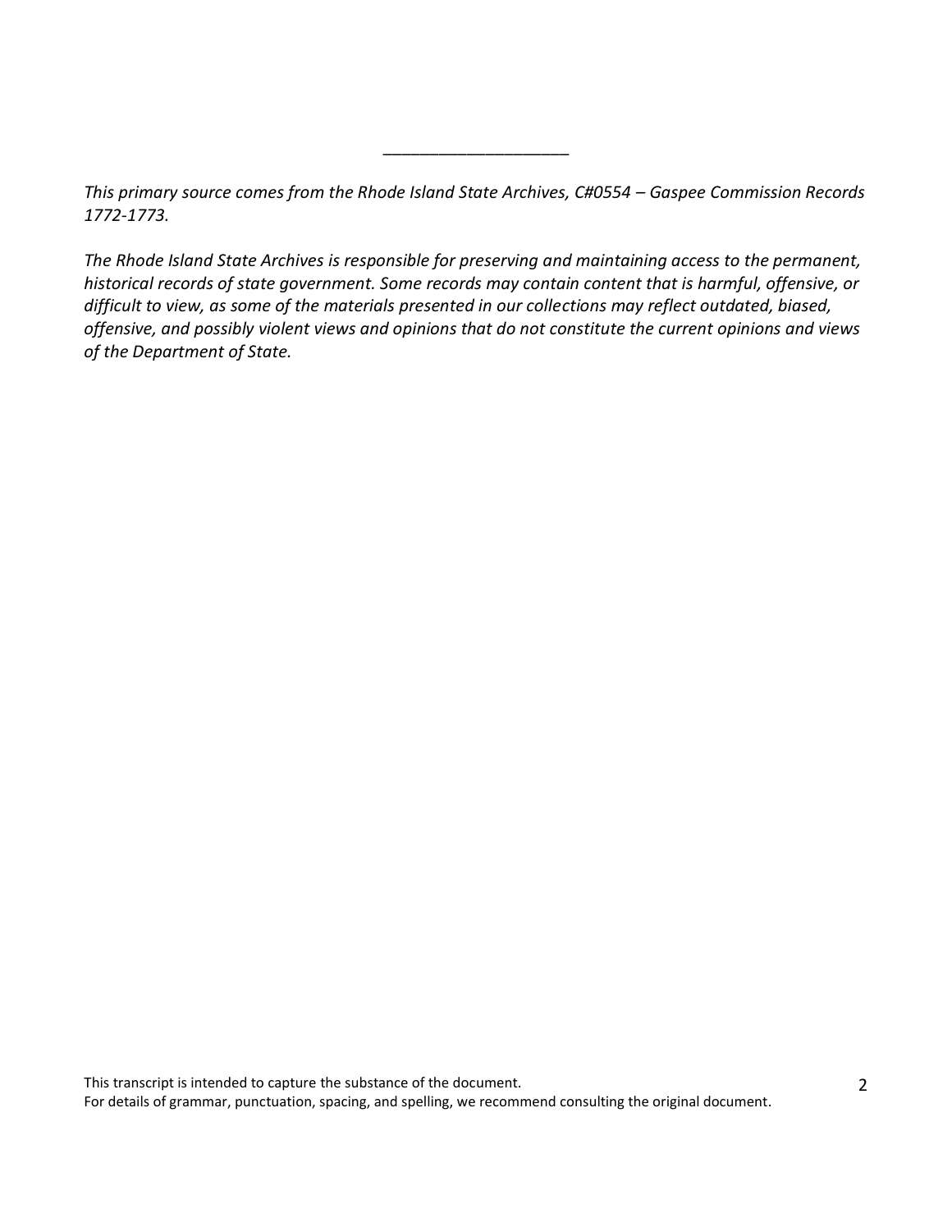---

*This primary source comes from the Rhode Island State Archives, C#0554 – Gaspee Commission Records 1772-1773.*

*The Rhode Island State Archives is responsible for preserving and maintaining access to the permanent, historical records of state government. Some records may contain content that is harmful, offensive, or difficult to view, as some of the materials presented in our collections may reflect outdated, biased, offensive, and possibly violent views and opinions that do not constitute the current opinions and views of the Department of State.*